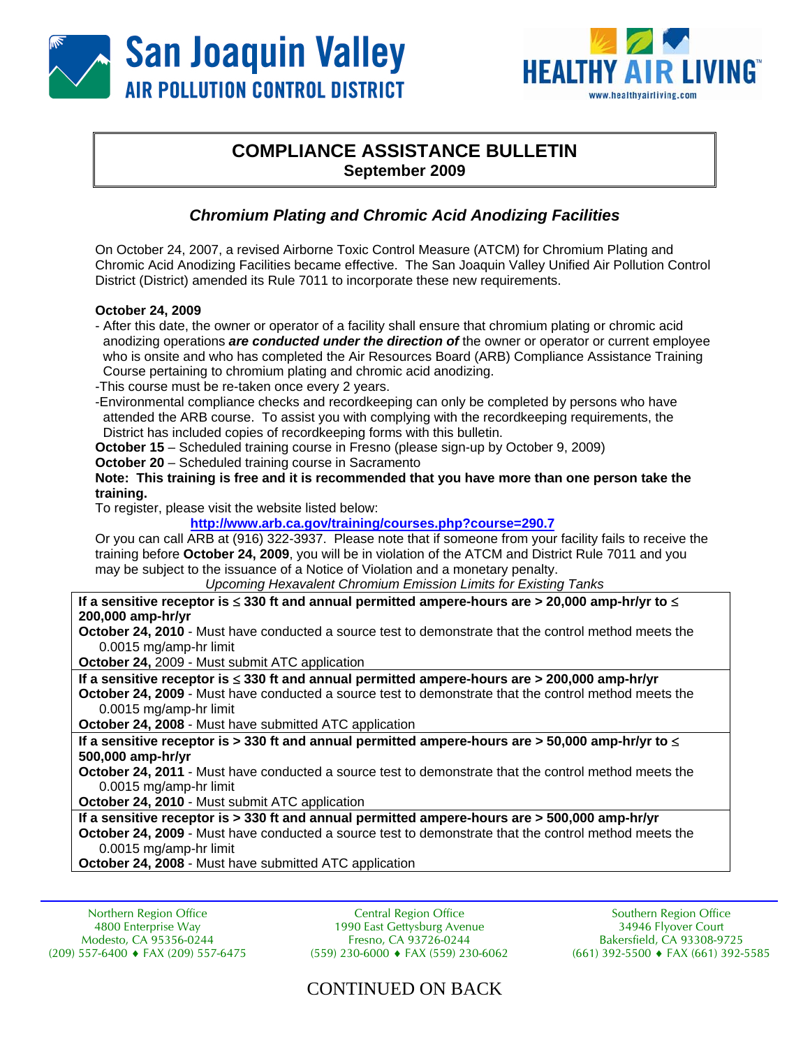San Joaquin Valley
AIR POLLUTION CONTROL DISTRICT

HEALTHY AIR LIVING™
www.healthyairliving.com

# COMPLIANCE ASSISTANCE BULLETIN
**September 2009**

## *Chromium Plating and Chromic Acid Anodizing Facilities*

On October 24, 2007, a revised Airborne Toxic Control Measure (ATCM) for Chromium Plating and Chromic Acid Anodizing Facilities became effective. The San Joaquin Valley Unified Air Pollution Control District (District) amended its Rule 7011 to incorporate these new requirements.

**October 24, 2009**

- After this date, the owner or operator of a facility shall ensure that chromium plating or chromic acid anodizing operations ***are conducted under the direction of*** the owner or operator or current employee who is onsite and who has completed the Air Resources Board (ARB) Compliance Assistance Training Course pertaining to chromium plating and chromic acid anodizing.
- This course must be re-taken once every 2 years.
- Environmental compliance checks and recordkeeping can only be completed by persons who have attended the ARB course. To assist you with complying with the recordkeeping requirements, the District has included copies of recordkeeping forms with this bulletin.

**October 15** – Scheduled training course in Fresno (please sign-up by October 9, 2009)

**October 20** – Scheduled training course in Sacramento

**Note: This training is free and it is recommended that you have more than one person take the training.**

To register, please visit the website listed below:

**http://www.arb.ca.gov/training/courses.php?course=290.7**

Or you can call ARB at (916) 322-3937. Please note that if someone from your facility fails to receive the training before **October 24, 2009**, you will be in violation of the ATCM and District Rule 7011 and you may be subject to the issuance of a Notice of Violation and a monetary penalty.

*Upcoming Hexavalent Chromium Emission Limits for Existing Tanks*

| |
|---|
| **If a sensitive receptor is ≤ 330 ft and annual permitted ampere-hours are > 20,000 amp-hr/yr to ≤ 200,000 amp-hr/yr**<br>**October 24, 2010** - Must have conducted a source test to demonstrate that the control method meets the 0.0015 mg/amp-hr limit<br>**October 24,** 2009 - Must submit ATC application |
| **If a sensitive receptor is ≤ 330 ft and annual permitted ampere-hours are > 200,000 amp-hr/yr**<br>**October 24, 2009** - Must have conducted a source test to demonstrate that the control method meets the 0.0015 mg/amp-hr limit<br>**October 24, 2008** - Must have submitted ATC application |
| **If a sensitive receptor is > 330 ft and annual permitted ampere-hours are > 50,000 amp-hr/yr to ≤ 500,000 amp-hr/yr**<br>**October 24, 2011** - Must have conducted a source test to demonstrate that the control method meets the 0.0015 mg/amp-hr limit<br>**October 24, 2010** - Must submit ATC application |
| **If a sensitive receptor is > 330 ft and annual permitted ampere-hours are > 500,000 amp-hr/yr**<br>**October 24, 2009** - Must have conducted a source test to demonstrate that the control method meets the 0.0015 mg/amp-hr limit<br>**October 24, 2008** - Must have submitted ATC application |

Northern Region Office
4800 Enterprise Way
Modesto, CA 95356-0244
(209) 557-6400 ♦ FAX (209) 557-6475

Central Region Office
1990 East Gettysburg Avenue
Fresno, CA 93726-0244
(559) 230-6000 ♦ FAX (559) 230-6062

Southern Region Office
34946 Flyover Court
Bakersfield, CA 93308-9725
(661) 392-5500 ♦ FAX (661) 392-5585

CONTINUED ON BACK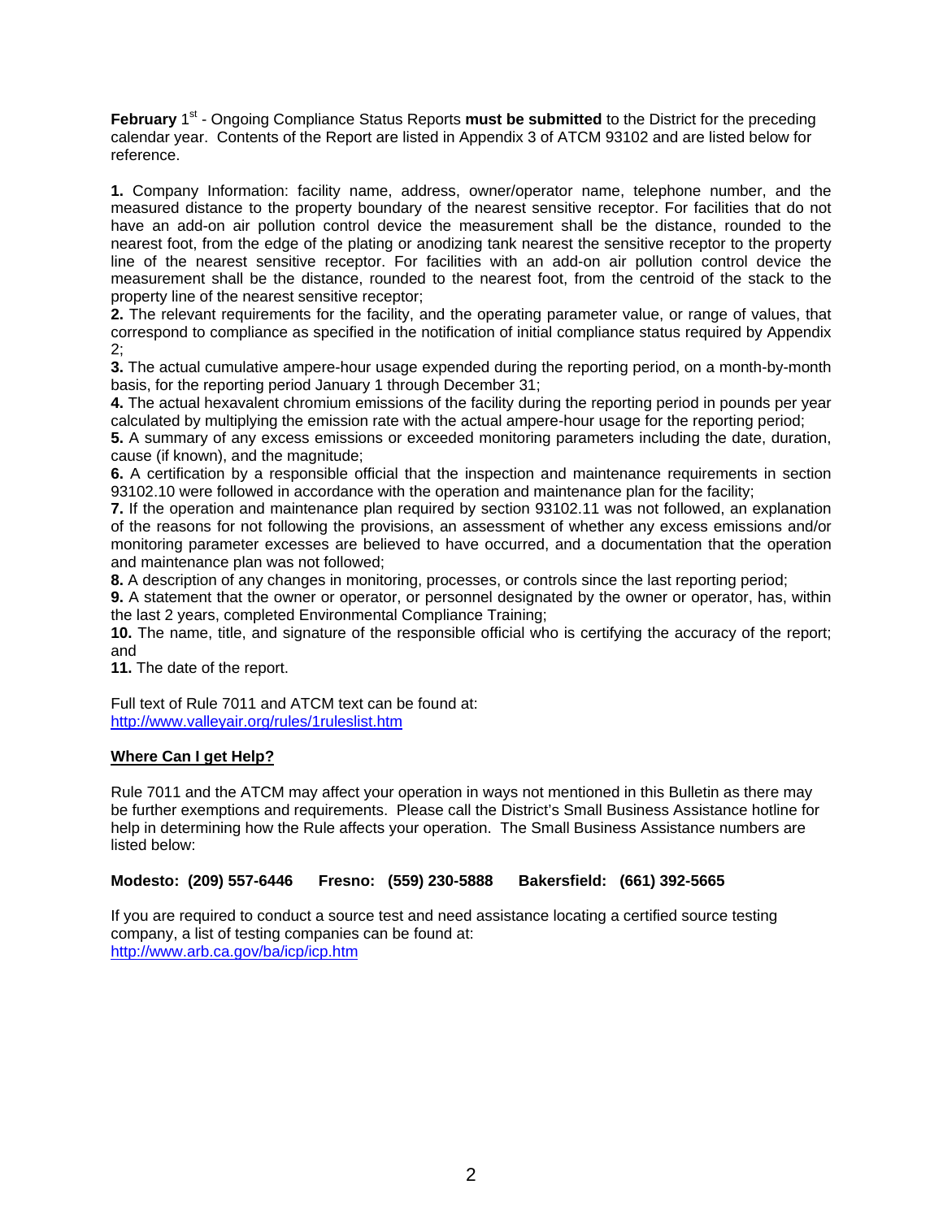**February** 1st - Ongoing Compliance Status Reports **must be submitted** to the District for the preceding calendar year. Contents of the Report are listed in Appendix 3 of ATCM 93102 and are listed below for reference.

**1.** Company Information: facility name, address, owner/operator name, telephone number, and the measured distance to the property boundary of the nearest sensitive receptor. For facilities that do not have an add-on air pollution control device the measurement shall be the distance, rounded to the nearest foot, from the edge of the plating or anodizing tank nearest the sensitive receptor to the property line of the nearest sensitive receptor. For facilities with an add-on air pollution control device the measurement shall be the distance, rounded to the nearest foot, from the centroid of the stack to the property line of the nearest sensitive receptor;
**2.** The relevant requirements for the facility, and the operating parameter value, or range of values, that correspond to compliance as specified in the notification of initial compliance status required by Appendix 2;
**3.** The actual cumulative ampere-hour usage expended during the reporting period, on a month-by-month basis, for the reporting period January 1 through December 31;
**4.** The actual hexavalent chromium emissions of the facility during the reporting period in pounds per year calculated by multiplying the emission rate with the actual ampere-hour usage for the reporting period;
**5.** A summary of any excess emissions or exceeded monitoring parameters including the date, duration, cause (if known), and the magnitude;
**6.** A certification by a responsible official that the inspection and maintenance requirements in section 93102.10 were followed in accordance with the operation and maintenance plan for the facility;
**7.** If the operation and maintenance plan required by section 93102.11 was not followed, an explanation of the reasons for not following the provisions, an assessment of whether any excess emissions and/or monitoring parameter excesses are believed to have occurred, and a documentation that the operation and maintenance plan was not followed;
**8.** A description of any changes in monitoring, processes, or controls since the last reporting period;
**9.** A statement that the owner or operator, or personnel designated by the owner or operator, has, within the last 2 years, completed Environmental Compliance Training;
**10.** The name, title, and signature of the responsible official who is certifying the accuracy of the report; and
**11.** The date of the report.

Full text of Rule 7011 and ATCM text can be found at:
http://www.valleyair.org/rules/1ruleslist.htm

## Where Can I get Help?

Rule 7011 and the ATCM may affect your operation in ways not mentioned in this Bulletin as there may be further exemptions and requirements. Please call the District's Small Business Assistance hotline for help in determining how the Rule affects your operation. The Small Business Assistance numbers are listed below:

**Modesto: (209) 557-6446 Fresno: (559) 230-5888 Bakersfield: (661) 392-5665**

If you are required to conduct a source test and need assistance locating a certified source testing company, a list of testing companies can be found at:
http://www.arb.ca.gov/ba/icp/icp.htm